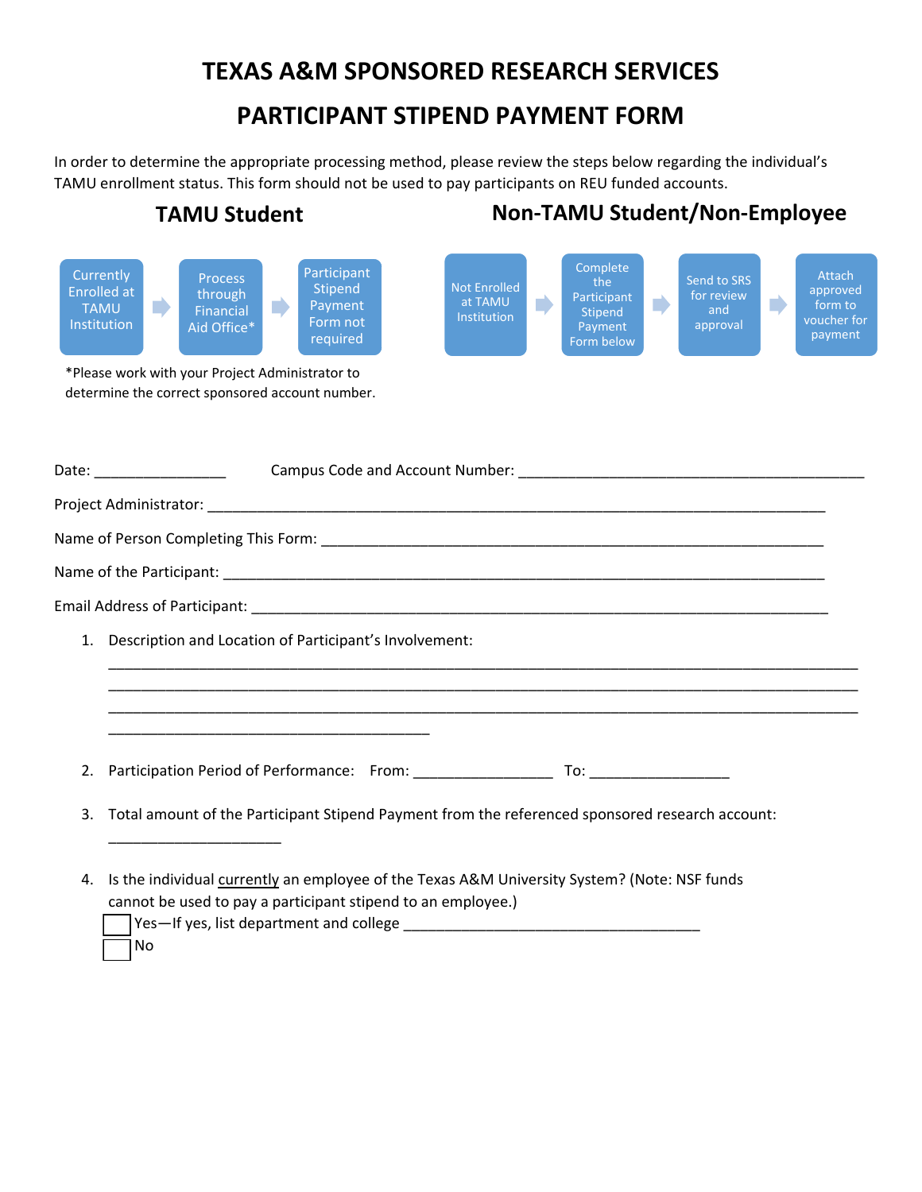# TEXAS A&M SPONSORED RESEARCH SERVICES

# PARTICIPANT STIPEND PAYMENT FORM

In order to determine the appropriate processing method, please review the steps below regarding the individual's TAMU enrollment status. This form should not be used to pay participants on REU funded accounts.

## TAMU Student

Currently Enrolled at TAMU Institution → Process through Financial Aid Office* → Participant Stipend Payment Form not required

*Please work with your Project Administrator to determine the correct sponsored account number.

## Non-TAMU Student/Non-Employee

Not Enrolled at TAMU Institution → Complete the Participant Stipend Payment Form below → Send to SRS for review and approval → Attach approved form to voucher for payment

Date: ________________ Campus Code and Account Number: ___________________________________________

Project Administrator: ______________________________________________________________________________

Name of Person Completing This Form: _______________________________________________________________

Name of the Participant: _____________________________________________________________________________

Email Address of Participant: _________________________________________________________________________

1. Description and Location of Participant's Involvement:
   ____________________________________________________________________________________________
   ____________________________________________________________________________________________
   ____________________________________________________________________________________________
   ________________________________________

2. Participation Period of Performance: From: _________________ To: _________________

3. Total amount of the Participant Stipend Payment from the referenced sponsored research account:
   ____________________

4. Is the individual currently an employee of the Texas A&M University System? (Note: NSF funds cannot be used to pay a participant stipend to an employee.)
   - ☐ Yes—If yes, list department and college ____________________________________
   - ☐ No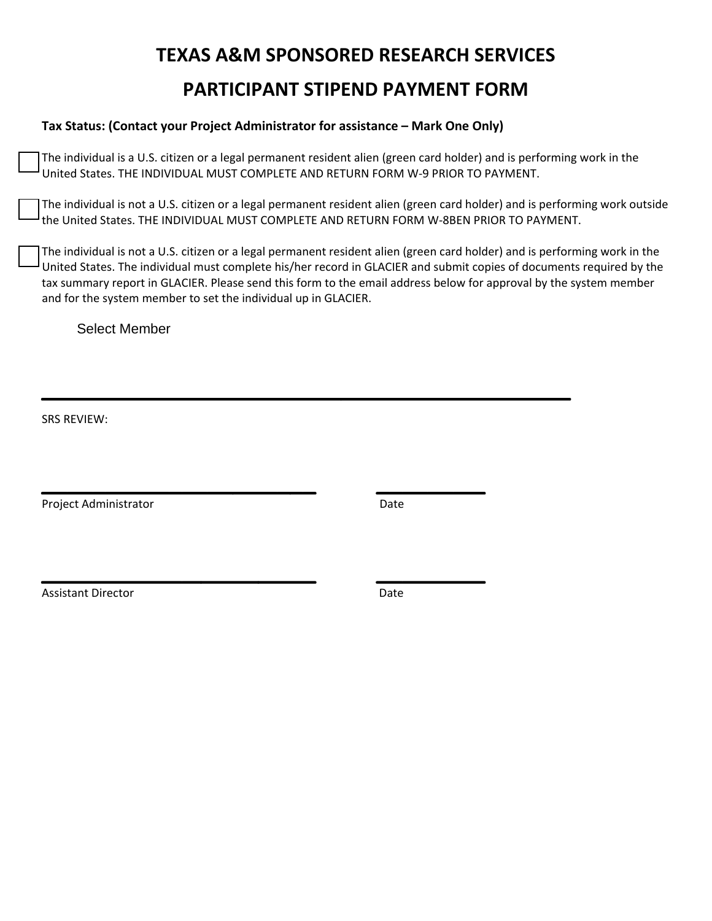# TEXAS A&M SPONSORED RESEARCH SERVICES

# PARTICIPANT STIPEND PAYMENT FORM

**Tax Status: (Contact your Project Administrator for assistance – Mark One Only)**

☐ The individual is a U.S. citizen or a legal permanent resident alien (green card holder) and is performing work in the United States. THE INDIVIDUAL MUST COMPLETE AND RETURN FORM W-9 PRIOR TO PAYMENT.

☐ The individual is not a U.S. citizen or a legal permanent resident alien (green card holder) and is performing work outside the United States. THE INDIVIDUAL MUST COMPLETE AND RETURN FORM W-8BEN PRIOR TO PAYMENT.

☐ The individual is not a U.S. citizen or a legal permanent resident alien (green card holder) and is performing work in the United States. The individual must complete his/her record in GLACIER and submit copies of documents required by the tax summary report in GLACIER. Please send this form to the email address below for approval by the system member and for the system member to set the individual up in GLACIER.

Select Member

---

SRS REVIEW:

_______________________________ _______________

Project Administrator Date

_______________________________ _______________

Assistant Director Date